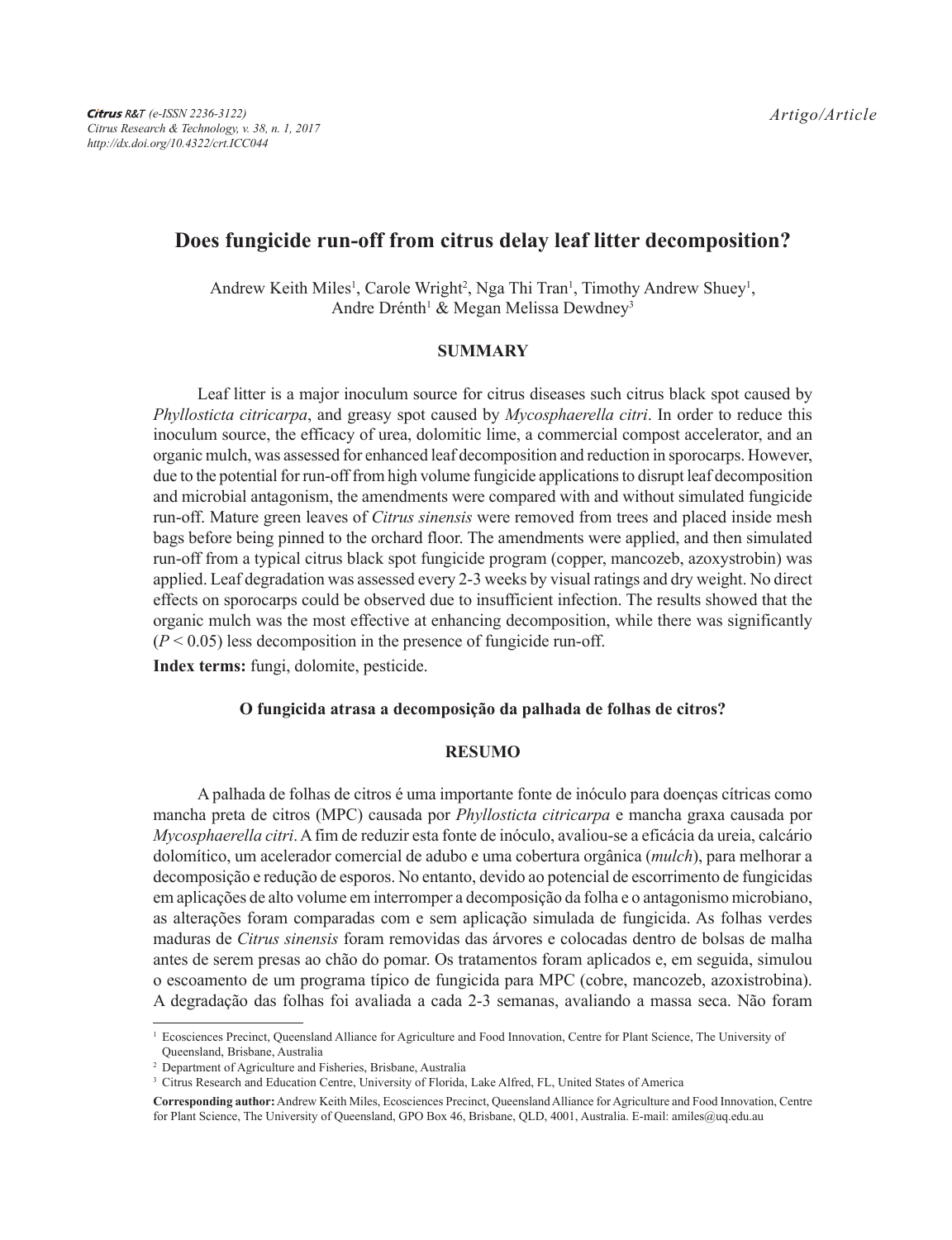*Citrus R&T (e-ISSN 2236-3122)*
*Citrus Research & Technology, v. 38, n. 1, 2017*
*http://dx.doi.org/10.4322/crt.ICC044*

*Artigo/Article*

# Does fungicide run-off from citrus delay leaf litter decomposition?

Andrew Keith Miles[1], Carole Wright[2], Nga Thi Tran[1], Timothy Andrew Shuey[1], Andre Drénth[1] & Megan Melissa Dewdney[3]

## SUMMARY

Leaf litter is a major inoculum source for citrus diseases such citrus black spot caused by *Phyllosticta citricarpa*, and greasy spot caused by *Mycosphaerella citri*. In order to reduce this inoculum source, the efficacy of urea, dolomitic lime, a commercial compost accelerator, and an organic mulch, was assessed for enhanced leaf decomposition and reduction in sporocarps. However, due to the potential for run-off from high volume fungicide applications to disrupt leaf decomposition and microbial antagonism, the amendments were compared with and without simulated fungicide run-off. Mature green leaves of *Citrus sinensis* were removed from trees and placed inside mesh bags before being pinned to the orchard floor. The amendments were applied, and then simulated run-off from a typical citrus black spot fungicide program (copper, mancozeb, azoxystrobin) was applied. Leaf degradation was assessed every 2-3 weeks by visual ratings and dry weight. No direct effects on sporocarps could be observed due to insufficient infection. The results showed that the organic mulch was the most effective at enhancing decomposition, while there was significantly ($P < 0.05$) less decomposition in the presence of fungicide run-off.

**Index terms:** fungi, dolomite, pesticide.

### O fungicida atrasa a decomposição da palhada de folhas de citros?

## RESUMO

A palhada de folhas de citros é uma importante fonte de inóculo para doenças cítricas como mancha preta de citros (MPC) causada por *Phyllosticta citricarpa* e mancha graxa causada por *Mycosphaerella citri*. A fim de reduzir esta fonte de inóculo, avaliou-se a eficácia da ureia, calcário dolomítico, um acelerador comercial de adubo e uma cobertura orgânica (*mulch*), para melhorar a decomposição e redução de esporos. No entanto, devido ao potencial de escorrimento de fungicidas em aplicações de alto volume em interromper a decomposição da folha e o antagonismo microbiano, as alterações foram comparadas com e sem aplicação simulada de fungicida. As folhas verdes maduras de *Citrus sinensis* foram removidas das árvores e colocadas dentro de bolsas de malha antes de serem presas ao chão do pomar. Os tratamentos foram aplicados e, em seguida, simulou o escoamento de um programa típico de fungicida para MPC (cobre, mancozeb, azoxistrobina). A degradação das folhas foi avaliada a cada 2-3 semanas, avaliando a massa seca. Não foram

---

[1] Ecosciences Precinct, Queensland Alliance for Agriculture and Food Innovation, Centre for Plant Science, The University of Queensland, Brisbane, Australia

[2] Department of Agriculture and Fisheries, Brisbane, Australia

[3] Citrus Research and Education Centre, University of Florida, Lake Alfred, FL, United States of America

**Corresponding author:** Andrew Keith Miles, Ecosciences Precinct, Queensland Alliance for Agriculture and Food Innovation, Centre for Plant Science, The University of Queensland, GPO Box 46, Brisbane, QLD, 4001, Australia. E-mail: amiles@uq.edu.au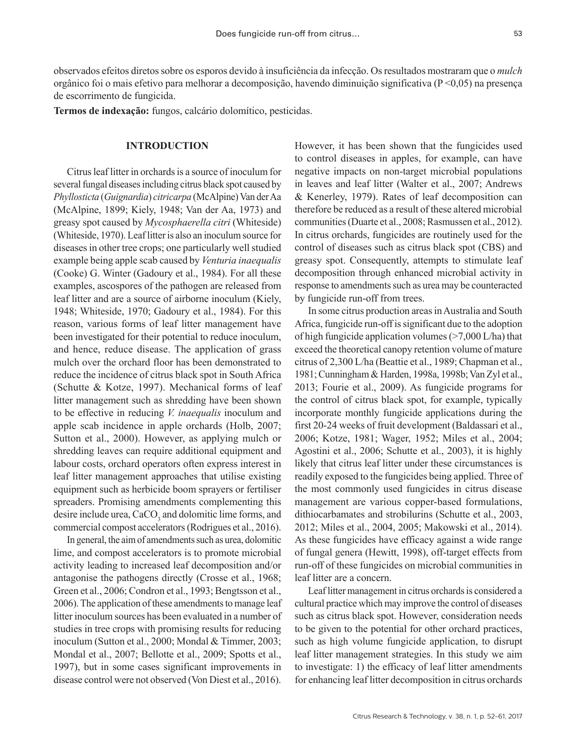observados efeitos diretos sobre os esporos devido à insuficiência da infecção. Os resultados mostraram que o *mulch* orgânico foi o mais efetivo para melhorar a decomposição, havendo diminuição significativa (P <0,05) na presença de escorrimento de fungicida.

**Termos de indexação:** fungos, calcário dolomítico, pesticidas.

## INTRODUCTION

Citrus leaf litter in orchards is a source of inoculum for several fungal diseases including citrus black spot caused by *Phyllosticta* (*Guignardia*) *citricarpa* (McAlpine) Van der Aa (McAlpine, 1899; Kiely, 1948; Van der Aa, 1973) and greasy spot caused by *Mycosphaerella citri* (Whiteside) (Whiteside, 1970). Leaf litter is also an inoculum source for diseases in other tree crops; one particularly well studied example being apple scab caused by *Venturia inaequalis* (Cooke) G. Winter (Gadoury et al., 1984). For all these examples, ascospores of the pathogen are released from leaf litter and are a source of airborne inoculum (Kiely, 1948; Whiteside, 1970; Gadoury et al., 1984). For this reason, various forms of leaf litter management have been investigated for their potential to reduce inoculum, and hence, reduce disease. The application of grass mulch over the orchard floor has been demonstrated to reduce the incidence of citrus black spot in South Africa (Schutte & Kotze, 1997). Mechanical forms of leaf litter management such as shredding have been shown to be effective in reducing *V. inaequalis* inoculum and apple scab incidence in apple orchards (Holb, 2007; Sutton et al., 2000). However, as applying mulch or shredding leaves can require additional equipment and labour costs, orchard operators often express interest in leaf litter management approaches that utilise existing equipment such as herbicide boom sprayers or fertiliser spreaders. Promising amendments complementing this desire include urea, $CaCO_3$ and dolomitic lime forms, and commercial compost accelerators (Rodrigues et al., 2016).

In general, the aim of amendments such as urea, dolomitic lime, and compost accelerators is to promote microbial activity leading to increased leaf decomposition and/or antagonise the pathogens directly (Crosse et al., 1968; Green et al., 2006; Condron et al., 1993; Bengtsson et al., 2006). The application of these amendments to manage leaf litter inoculum sources has been evaluated in a number of studies in tree crops with promising results for reducing inoculum (Sutton et al., 2000; Mondal & Timmer, 2003; Mondal et al., 2007; Bellotte et al., 2009; Spotts et al., 1997), but in some cases significant improvements in disease control were not observed (Von Diest et al., 2016). However, it has been shown that the fungicides used to control diseases in apples, for example, can have negative impacts on non-target microbial populations in leaves and leaf litter (Walter et al., 2007; Andrews & Kenerley, 1979). Rates of leaf decomposition can therefore be reduced as a result of these altered microbial communities (Duarte et al., 2008; Rasmussen et al., 2012). In citrus orchards, fungicides are routinely used for the control of diseases such as citrus black spot (CBS) and greasy spot. Consequently, attempts to stimulate leaf decomposition through enhanced microbial activity in response to amendments such as urea may be counteracted by fungicide run-off from trees.

In some citrus production areas in Australia and South Africa, fungicide run-off is significant due to the adoption of high fungicide application volumes (>7,000 L/ha) that exceed the theoretical canopy retention volume of mature citrus of 2,300 L/ha (Beattie et al., 1989; Chapman et al., 1981; Cunningham & Harden, 1998a, 1998b; Van Zyl et al., 2013; Fourie et al., 2009). As fungicide programs for the control of citrus black spot, for example, typically incorporate monthly fungicide applications during the first 20-24 weeks of fruit development (Baldassari et al., 2006; Kotze, 1981; Wager, 1952; Miles et al., 2004; Agostini et al., 2006; Sutton et al., 2003), it is highly likely that citrus leaf litter under these circumstances is readily exposed to the fungicides being applied. Three of the most commonly used fungicides in citrus disease management are various copper-based formulations, dithiocarbamates and strobilurins (Schutte et al., 2003, 2012; Miles et al., 2004, 2005; Makowski et al., 2014). As these fungicides have efficacy against a wide range of fungal genera (Hewitt, 1998), off-target effects from run-off of these fungicides on microbial communities in leaf litter are a concern.

Leaf litter management in citrus orchards is considered a cultural practice which may improve the control of diseases such as citrus black spot. However, consideration needs to be given to the potential for other orchard practices, such as high volume fungicide application, to disrupt leaf litter management strategies. In this study we aim to investigate: 1) the efficacy of leaf litter amendments for enhancing leaf litter decomposition in citrus orchards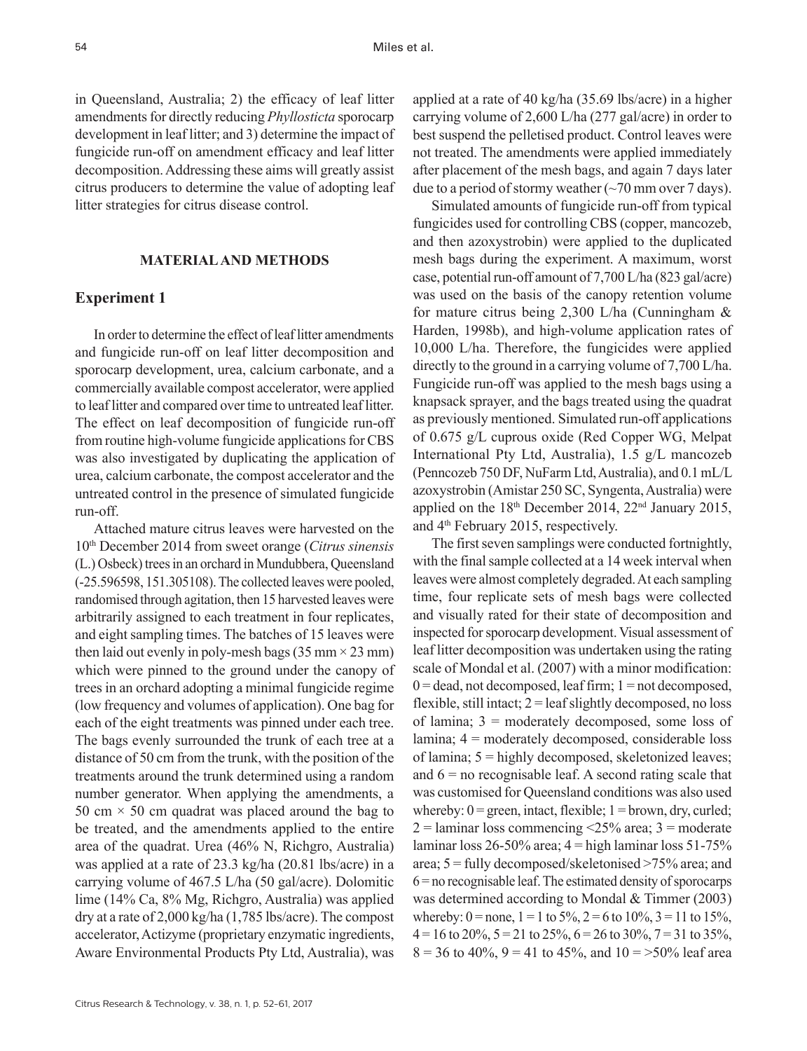in Queensland, Australia; 2) the efficacy of leaf litter amendments for directly reducing *Phyllosticta* sporocarp development in leaf litter; and 3) determine the impact of fungicide run-off on amendment efficacy and leaf litter decomposition. Addressing these aims will greatly assist citrus producers to determine the value of adopting leaf litter strategies for citrus disease control.

## MATERIAL AND METHODS

### Experiment 1

In order to determine the effect of leaf litter amendments and fungicide run-off on leaf litter decomposition and sporocarp development, urea, calcium carbonate, and a commercially available compost accelerator, were applied to leaf litter and compared over time to untreated leaf litter. The effect on leaf decomposition of fungicide run-off from routine high-volume fungicide applications for CBS was also investigated by duplicating the application of urea, calcium carbonate, the compost accelerator and the untreated control in the presence of simulated fungicide run-off.

Attached mature citrus leaves were harvested on the 10th December 2014 from sweet orange (*Citrus sinensis* (L.) Osbeck) trees in an orchard in Mundubbera, Queensland (-25.596598, 151.305108). The collected leaves were pooled, randomised through agitation, then 15 harvested leaves were arbitrarily assigned to each treatment in four replicates, and eight sampling times. The batches of 15 leaves were then laid out evenly in poly-mesh bags (35 mm × 23 mm) which were pinned to the ground under the canopy of trees in an orchard adopting a minimal fungicide regime (low frequency and volumes of application). One bag for each of the eight treatments was pinned under each tree. The bags evenly surrounded the trunk of each tree at a distance of 50 cm from the trunk, with the position of the treatments around the trunk determined using a random number generator. When applying the amendments, a 50 cm × 50 cm quadrat was placed around the bag to be treated, and the amendments applied to the entire area of the quadrat. Urea (46% N, Richgro, Australia) was applied at a rate of 23.3 kg/ha (20.81 lbs/acre) in a carrying volume of 467.5 L/ha (50 gal/acre). Dolomitic lime (14% Ca, 8% Mg, Richgro, Australia) was applied dry at a rate of 2,000 kg/ha (1,785 lbs/acre). The compost accelerator, Actizyme (proprietary enzymatic ingredients, Aware Environmental Products Pty Ltd, Australia), was applied at a rate of 40 kg/ha (35.69 lbs/acre) in a higher carrying volume of 2,600 L/ha (277 gal/acre) in order to best suspend the pelletised product. Control leaves were not treated. The amendments were applied immediately after placement of the mesh bags, and again 7 days later due to a period of stormy weather (~70 mm over 7 days).

Simulated amounts of fungicide run-off from typical fungicides used for controlling CBS (copper, mancozeb, and then azoxystrobin) were applied to the duplicated mesh bags during the experiment. A maximum, worst case, potential run-off amount of 7,700 L/ha (823 gal/acre) was used on the basis of the canopy retention volume for mature citrus being 2,300 L/ha (Cunningham & Harden, 1998b), and high-volume application rates of 10,000 L/ha. Therefore, the fungicides were applied directly to the ground in a carrying volume of 7,700 L/ha. Fungicide run-off was applied to the mesh bags using a knapsack sprayer, and the bags treated using the quadrat as previously mentioned. Simulated run-off applications of 0.675 g/L cuprous oxide (Red Copper WG, Melpat International Pty Ltd, Australia), 1.5 g/L mancozeb (Penncozeb 750 DF, NuFarm Ltd, Australia), and 0.1 mL/L azoxystrobin (Amistar 250 SC, Syngenta, Australia) were applied on the 18th December 2014, 22nd January 2015, and 4th February 2015, respectively.

The first seven samplings were conducted fortnightly, with the final sample collected at a 14 week interval when leaves were almost completely degraded. At each sampling time, four replicate sets of mesh bags were collected and visually rated for their state of decomposition and inspected for sporocarp development. Visual assessment of leaf litter decomposition was undertaken using the rating scale of Mondal et al. (2007) with a minor modification: 0 = dead, not decomposed, leaf firm; 1 = not decomposed, flexible, still intact; 2 = leaf slightly decomposed, no loss of lamina; 3 = moderately decomposed, some loss of lamina; 4 = moderately decomposed, considerable loss of lamina; 5 = highly decomposed, skeletonized leaves; and 6 = no recognisable leaf. A second rating scale that was customised for Queensland conditions was also used whereby: 0 = green, intact, flexible; 1 = brown, dry, curled; 2 = laminar loss commencing <25% area; 3 = moderate laminar loss 26-50% area; 4 = high laminar loss 51-75% area; 5 = fully decomposed/skeletonised >75% area; and 6 = no recognisable leaf. The estimated density of sporocarps was determined according to Mondal & Timmer (2003) whereby: 0 = none, 1 = 1 to 5%, 2 = 6 to 10%, 3 = 11 to 15%, 4 = 16 to 20%, 5 = 21 to 25%, 6 = 26 to 30%, 7 = 31 to 35%, 8 = 36 to 40%, 9 = 41 to 45%, and 10 = >50% leaf area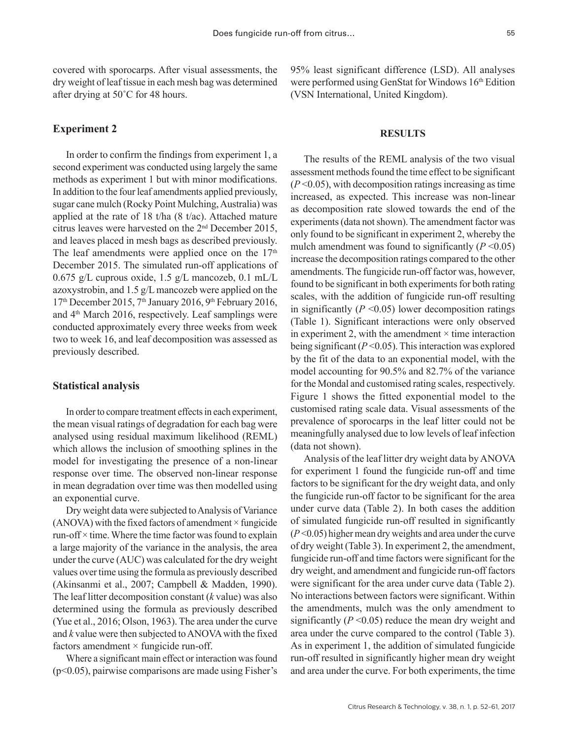covered with sporocarps. After visual assessments, the dry weight of leaf tissue in each mesh bag was determined after drying at 50˚C for 48 hours.

### Experiment 2

In order to confirm the findings from experiment 1, a second experiment was conducted using largely the same methods as experiment 1 but with minor modifications. In addition to the four leaf amendments applied previously, sugar cane mulch (Rocky Point Mulching, Australia) was applied at the rate of 18 t/ha (8 t/ac). Attached mature citrus leaves were harvested on the 2nd December 2015, and leaves placed in mesh bags as described previously. The leaf amendments were applied once on the 17th December 2015. The simulated run-off applications of 0.675 g/L cuprous oxide, 1.5 g/L mancozeb, 0.1 mL/L azoxystrobin, and 1.5 g/L mancozeb were applied on the 17th December 2015, 7th January 2016, 9th February 2016, and 4th March 2016, respectively. Leaf samplings were conducted approximately every three weeks from week two to week 16, and leaf decomposition was assessed as previously described.

### Statistical analysis

In order to compare treatment effects in each experiment, the mean visual ratings of degradation for each bag were analysed using residual maximum likelihood (REML) which allows the inclusion of smoothing splines in the model for investigating the presence of a non-linear response over time. The observed non-linear response in mean degradation over time was then modelled using an exponential curve.

Dry weight data were subjected to Analysis of Variance (ANOVA) with the fixed factors of amendment × fungicide run-off × time. Where the time factor was found to explain a large majority of the variance in the analysis, the area under the curve (AUC) was calculated for the dry weight values over time using the formula as previously described (Akinsanmi et al., 2007; Campbell & Madden, 1990). The leaf litter decomposition constant ($k$ value) was also determined using the formula as previously described (Yue et al., 2016; Olson, 1963). The area under the curve and $k$ value were then subjected to ANOVA with the fixed factors amendment × fungicide run-off.

Where a significant main effect or interaction was found ($p<0.05$), pairwise comparisons are made using Fisher's 95% least significant difference (LSD). All analyses were performed using GenStat for Windows 16th Edition (VSN International, United Kingdom).

## RESULTS

The results of the REML analysis of the two visual assessment methods found the time effect to be significant ($P<0.05$), with decomposition ratings increasing as time increased, as expected. This increase was non-linear as decomposition rate slowed towards the end of the experiments (data not shown). The amendment factor was only found to be significant in experiment 2, whereby the mulch amendment was found to significantly ($P<0.05$) increase the decomposition ratings compared to the other amendments. The fungicide run-off factor was, however, found to be significant in both experiments for both rating scales, with the addition of fungicide run-off resulting in significantly ($P<0.05$) lower decomposition ratings (Table 1). Significant interactions were only observed in experiment 2, with the amendment × time interaction being significant ($P<0.05$). This interaction was explored by the fit of the data to an exponential model, with the model accounting for 90.5% and 82.7% of the variance for the Mondal and customised rating scales, respectively. Figure 1 shows the fitted exponential model to the customised rating scale data. Visual assessments of the prevalence of sporocarps in the leaf litter could not be meaningfully analysed due to low levels of leaf infection (data not shown).

Analysis of the leaf litter dry weight data by ANOVA for experiment 1 found the fungicide run-off and time factors to be significant for the dry weight data, and only the fungicide run-off factor to be significant for the area under curve data (Table 2). In both cases the addition of simulated fungicide run-off resulted in significantly ($P<0.05$) higher mean dry weights and area under the curve of dry weight (Table 3). In experiment 2, the amendment, fungicide run-off and time factors were significant for the dry weight, and amendment and fungicide run-off factors were significant for the area under curve data (Table 2). No interactions between factors were significant. Within the amendments, mulch was the only amendment to significantly ($P<0.05$) reduce the mean dry weight and area under the curve compared to the control (Table 3). As in experiment 1, the addition of simulated fungicide run-off resulted in significantly higher mean dry weight and area under the curve. For both experiments, the time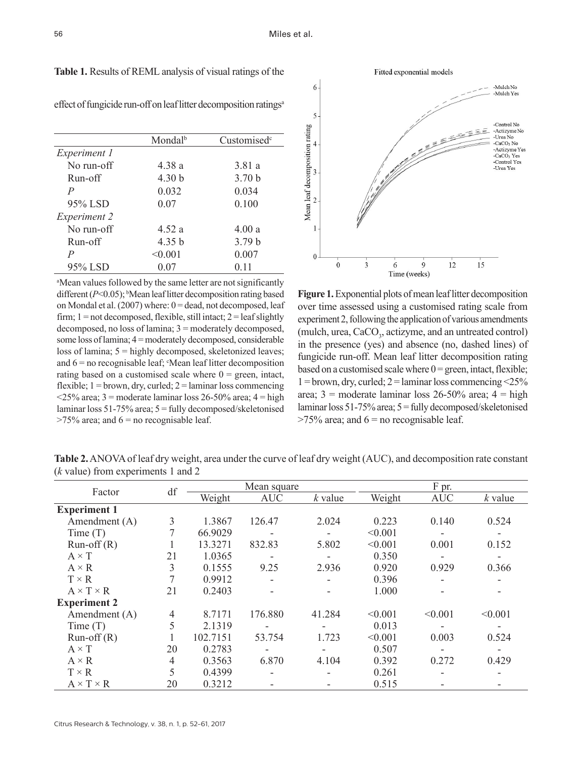**Table 1.** Results of REML analysis of visual ratings of the effect of fungicide run-off on leaf litter decomposition ratings[a]

| | Mondal[b] | Customised[c] |
|---|---|---|
| *Experiment 1* | | |
| No run-off | 4.38 a | 3.81 a |
| Run-off | 4.30 b | 3.70 b |
| *P* | 0.032 | 0.034 |
| 95% LSD | 0.07 | 0.100 |
| *Experiment 2* | | |
| No run-off | 4.52 a | 4.00 a |
| Run-off | 4.35 b | 3.79 b |
| *P* | <0.001 | 0.007 |
| 95% LSD | 0.07 | 0.11 |

[a]Mean values followed by the same letter are not significantly different ($P<0.05$); [b]Mean leaf litter decomposition rating based on Mondal et al. (2007) where: 0 = dead, not decomposed, leaf firm; 1 = not decomposed, flexible, still intact; 2 = leaf slightly decomposed, no loss of lamina; 3 = moderately decomposed, some loss of lamina; 4 = moderately decomposed, considerable loss of lamina; 5 = highly decomposed, skeletonized leaves; and 6 = no recognisable leaf; [c]Mean leaf litter decomposition rating based on a customised scale where 0 = green, intact, flexible; 1 = brown, dry, curled; 2 = laminar loss commencing <25% area; 3 = moderate laminar loss 26-50% area; 4 = high laminar loss 51-75% area; 5 = fully decomposed/skeletonised >75% area; and 6 = no recognisable leaf.

**Figure 1.** Exponential plots of mean leaf litter decomposition over time assessed using a customised rating scale from experiment 2, following the application of various amendments (mulch, urea, $CaCO_3$, actizyme, and an untreated control) in the presence (yes) and absence (no, dashed lines) of fungicide run-off. Mean leaf litter decomposition rating based on a customised scale where 0 = green, intact, flexible; 1 = brown, dry, curled; 2 = laminar loss commencing <25% area; 3 = moderate laminar loss 26-50% area; 4 = high laminar loss 51-75% area; 5 = fully decomposed/skeletonised >75% area; and 6 = no recognisable leaf.

**Table 2.** ANOVA of leaf dry weight, area under the curve of leaf dry weight (AUC), and decomposition rate constant (*k* value) from experiments 1 and 2

| Factor | df | Mean square | | | F pr. | | |
|---|---|---|---|---|---|---|---|
| | | Weight | AUC | *k* value | Weight | AUC | *k* value |
| **Experiment 1** | | | | | | | |
| Amendment (A) | 3 | 1.3867 | 126.47 | 2.024 | 0.223 | 0.140 | 0.524 |
| Time (T) | 7 | 66.9029 | - | - | <0.001 | - | - |
| Run-off (R) | 1 | 13.3271 | 832.83 | 5.802 | <0.001 | 0.001 | 0.152 |
| A × T | 21 | 1.0365 | - | - | 0.350 | - | - |
| A × R | 3 | 0.1555 | 9.25 | 2.936 | 0.920 | 0.929 | 0.366 |
| T × R | 7 | 0.9912 | - | - | 0.396 | - | - |
| A × T × R | 21 | 0.2403 | - | - | 1.000 | - | - |
| **Experiment 2** | | | | | | | |
| Amendment (A) | 4 | 8.7171 | 176.880 | 41.284 | <0.001 | <0.001 | <0.001 |
| Time (T) | 5 | 2.1319 | - | - | 0.013 | - | - |
| Run-off (R) | 1 | 102.7151 | 53.754 | 1.723 | <0.001 | 0.003 | 0.524 |
| A × T | 20 | 0.2783 | - | - | 0.507 | - | - |
| A × R | 4 | 0.3563 | 6.870 | 4.104 | 0.392 | 0.272 | 0.429 |
| T × R | 5 | 0.4399 | - | - | 0.261 | - | - |
| A × T × R | 20 | 0.3212 | - | - | 0.515 | - | - |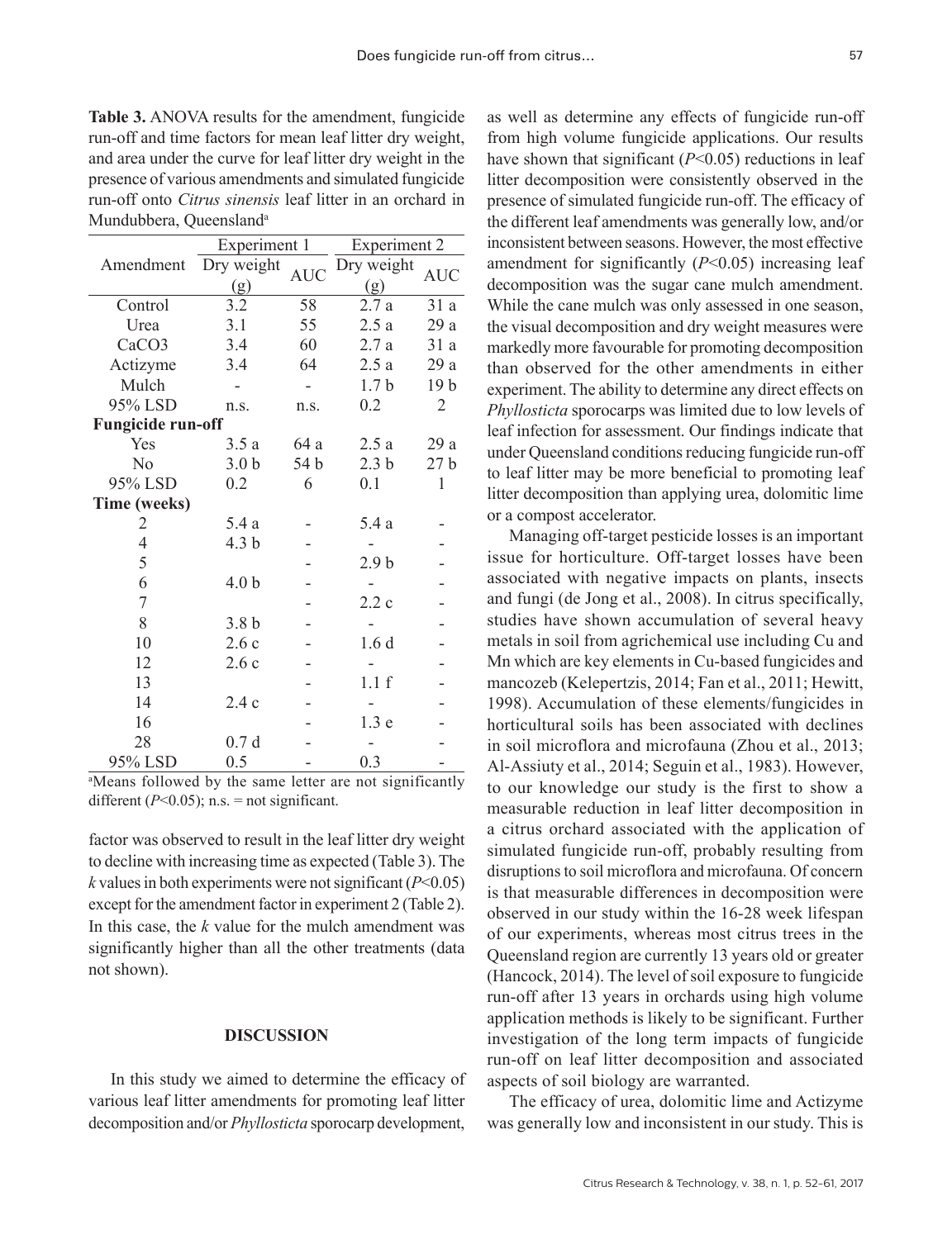**Table 3.** ANOVA results for the amendment, fungicide run-off and time factors for mean leaf litter dry weight, and area under the curve for leaf litter dry weight in the presence of various amendments and simulated fungicide run-off onto *Citrus sinensis* leaf litter in an orchard in Mundubbera, Queensland[a]

| Amendment | Experiment 1 | | Experiment 2 | |
|---|---|---|---|---|
| | Dry weight (g) | AUC | Dry weight (g) | AUC |
| Control | 3.2 | 58 | 2.7 a | 31 a |
| Urea | 3.1 | 55 | 2.5 a | 29 a |
| CaCO3 | 3.4 | 60 | 2.7 a | 31 a |
| Actizyme | 3.4 | 64 | 2.5 a | 29 a |
| Mulch | - | - | 1.7 b | 19 b |
| 95% LSD | n.s. | n.s. | 0.2 | 2 |
| **Fungicide run-off** | | | | |
| Yes | 3.5 a | 64 a | 2.5 a | 29 a |
| No | 3.0 b | 54 b | 2.3 b | 27 b |
| 95% LSD | 0.2 | 6 | 0.1 | 1 |
| **Time (weeks)** | | | | |
| 2 | 5.4 a | - | 5.4 a | - |
| 4 | 4.3 b | - | - | - |
| 5 | | - | 2.9 b | - |
| 6 | 4.0 b | - | - | - |
| 7 | | - | 2.2 c | - |
| 8 | 3.8 b | - | - | - |
| 10 | 2.6 c | - | 1.6 d | - |
| 12 | 2.6 c | - | - | - |
| 13 | | - | 1.1 f | - |
| 14 | 2.4 c | - | - | - |
| 16 | | - | 1.3 e | - |
| 28 | 0.7 d | - | - | - |
| 95% LSD | 0.5 | - | 0.3 | - |

[a]Means followed by the same letter are not significantly different ($P$<0.05); n.s. = not significant.

factor was observed to result in the leaf litter dry weight to decline with increasing time as expected (Table 3). The $k$ values in both experiments were not significant ($P$<0.05) except for the amendment factor in experiment 2 (Table 2). In this case, the $k$ value for the mulch amendment was significantly higher than all the other treatments (data not shown).

## DISCUSSION

In this study we aimed to determine the efficacy of various leaf litter amendments for promoting leaf litter decomposition and/or *Phyllosticta* sporocarp development, as well as determine any effects of fungicide run-off from high volume fungicide applications. Our results have shown that significant ($P$<0.05) reductions in leaf litter decomposition were consistently observed in the presence of simulated fungicide run-off. The efficacy of the different leaf amendments was generally low, and/or inconsistent between seasons. However, the most effective amendment for significantly ($P$<0.05) increasing leaf decomposition was the sugar cane mulch amendment. While the cane mulch was only assessed in one season, the visual decomposition and dry weight measures were markedly more favourable for promoting decomposition than observed for the other amendments in either experiment. The ability to determine any direct effects on *Phyllosticta* sporocarps was limited due to low levels of leaf infection for assessment. Our findings indicate that under Queensland conditions reducing fungicide run-off to leaf litter may be more beneficial to promoting leaf litter decomposition than applying urea, dolomitic lime or a compost accelerator.

Managing off-target pesticide losses is an important issue for horticulture. Off-target losses have been associated with negative impacts on plants, insects and fungi (de Jong et al., 2008). In citrus specifically, studies have shown accumulation of several heavy metals in soil from agrichemical use including Cu and Mn which are key elements in Cu-based fungicides and mancozeb (Kelepertzis, 2014; Fan et al., 2011; Hewitt, 1998). Accumulation of these elements/fungicides in horticultural soils has been associated with declines in soil microflora and microfauna (Zhou et al., 2013; Al-Assiuty et al., 2014; Seguin et al., 1983). However, to our knowledge our study is the first to show a measurable reduction in leaf litter decomposition in a citrus orchard associated with the application of simulated fungicide run-off, probably resulting from disruptions to soil microflora and microfauna. Of concern is that measurable differences in decomposition were observed in our study within the 16-28 week lifespan of our experiments, whereas most citrus trees in the Queensland region are currently 13 years old or greater (Hancock, 2014). The level of soil exposure to fungicide run-off after 13 years in orchards using high volume application methods is likely to be significant. Further investigation of the long term impacts of fungicide run-off on leaf litter decomposition and associated aspects of soil biology are warranted.

The efficacy of urea, dolomitic lime and Actizyme was generally low and inconsistent in our study. This is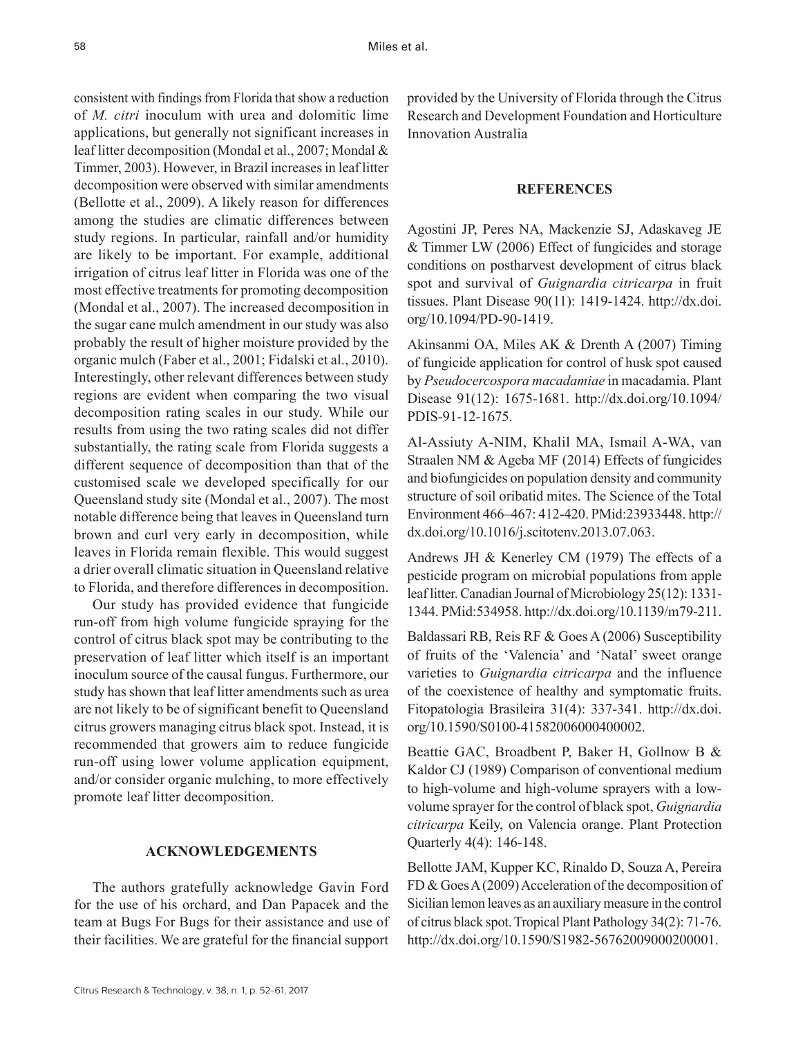consistent with findings from Florida that show a reduction of *M. citri* inoculum with urea and dolomitic lime applications, but generally not significant increases in leaf litter decomposition (Mondal et al., 2007; Mondal & Timmer, 2003). However, in Brazil increases in leaf litter decomposition were observed with similar amendments (Bellotte et al., 2009). A likely reason for differences among the studies are climatic differences between study regions. In particular, rainfall and/or humidity are likely to be important. For example, additional irrigation of citrus leaf litter in Florida was one of the most effective treatments for promoting decomposition (Mondal et al., 2007). The increased decomposition in the sugar cane mulch amendment in our study was also probably the result of higher moisture provided by the organic mulch (Faber et al., 2001; Fidalski et al., 2010). Interestingly, other relevant differences between study regions are evident when comparing the two visual decomposition rating scales in our study. While our results from using the two rating scales did not differ substantially, the rating scale from Florida suggests a different sequence of decomposition than that of the customised scale we developed specifically for our Queensland study site (Mondal et al., 2007). The most notable difference being that leaves in Queensland turn brown and curl very early in decomposition, while leaves in Florida remain flexible. This would suggest a drier overall climatic situation in Queensland relative to Florida, and therefore differences in decomposition.

Our study has provided evidence that fungicide run-off from high volume fungicide spraying for the control of citrus black spot may be contributing to the preservation of leaf litter which itself is an important inoculum source of the causal fungus. Furthermore, our study has shown that leaf litter amendments such as urea are not likely to be of significant benefit to Queensland citrus growers managing citrus black spot. Instead, it is recommended that growers aim to reduce fungicide run-off using lower volume application equipment, and/or consider organic mulching, to more effectively promote leaf litter decomposition.

## ACKNOWLEDGEMENTS

The authors gratefully acknowledge Gavin Ford for the use of his orchard, and Dan Papacek and the team at Bugs For Bugs for their assistance and use of their facilities. We are grateful for the financial support provided by the University of Florida through the Citrus Research and Development Foundation and Horticulture Innovation Australia

## REFERENCES

Agostini JP, Peres NA, Mackenzie SJ, Adaskaveg JE & Timmer LW (2006) Effect of fungicides and storage conditions on postharvest development of citrus black spot and survival of *Guignardia citricarpa* in fruit tissues. Plant Disease 90(11): 1419-1424. http://dx.doi.org/10.1094/PD-90-1419.

Akinsanmi OA, Miles AK & Drenth A (2007) Timing of fungicide application for control of husk spot caused by *Pseudocercospora macadamiae* in macadamia. Plant Disease 91(12): 1675-1681. http://dx.doi.org/10.1094/PDIS-91-12-1675.

Al-Assiuty A-NIM, Khalil MA, Ismail A-WA, van Straalen NM & Ageba MF (2014) Effects of fungicides and biofungicides on population density and community structure of soil oribatid mites. The Science of the Total Environment 466–467: 412-420. PMid:23933448. http://dx.doi.org/10.1016/j.scitotenv.2013.07.063.

Andrews JH & Kenerley CM (1979) The effects of a pesticide program on microbial populations from apple leaf litter. Canadian Journal of Microbiology 25(12): 1331-1344. PMid:534958. http://dx.doi.org/10.1139/m79-211.

Baldassari RB, Reis RF & Goes A (2006) Susceptibility of fruits of the 'Valencia' and 'Natal' sweet orange varieties to *Guignardia citricarpa* and the influence of the coexistence of healthy and symptomatic fruits. Fitopatologia Brasileira 31(4): 337-341. http://dx.doi.org/10.1590/S0100-41582006000400002.

Beattie GAC, Broadbent P, Baker H, Gollnow B & Kaldor CJ (1989) Comparison of conventional medium to high-volume and high-volume sprayers with a low-volume sprayer for the control of black spot, *Guignardia citricarpa* Keily, on Valencia orange. Plant Protection Quarterly 4(4): 146-148.

Bellotte JAM, Kupper KC, Rinaldo D, Souza A, Pereira FD & Goes A (2009) Acceleration of the decomposition of Sicilian lemon leaves as an auxiliary measure in the control of citrus black spot. Tropical Plant Pathology 34(2): 71-76. http://dx.doi.org/10.1590/S1982-56762009000200001.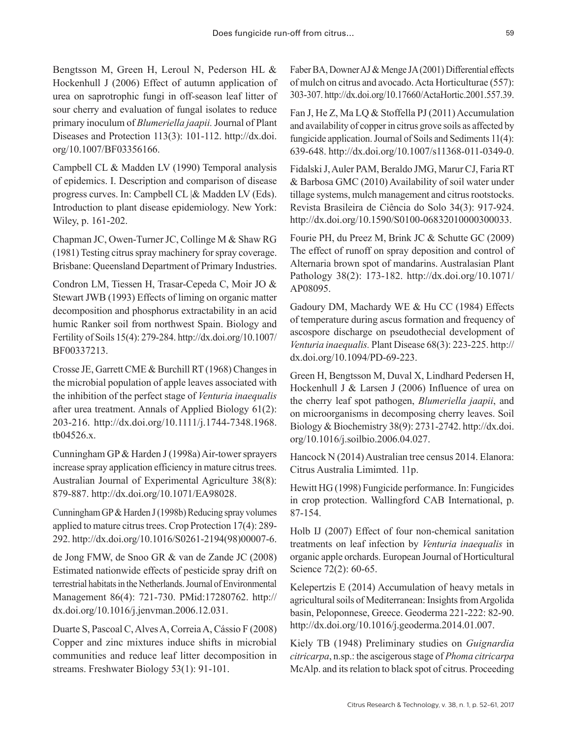Bengtsson M, Green H, Leroul N, Pederson HL & Hockenhull J (2006) Effect of autumn application of urea on saprotrophic fungi in off-season leaf litter of sour cherry and evaluation of fungal isolates to reduce primary inoculum of *Blumeriella jaapii.* Journal of Plant Diseases and Protection 113(3): 101-112. http://dx.doi.org/10.1007/BF03356166.

Campbell CL & Madden LV (1990) Temporal analysis of epidemics. I. Description and comparison of disease progress curves. In: Campbell CL |& Madden LV (Eds). Introduction to plant disease epidemiology. New York: Wiley, p. 161-202.

Chapman JC, Owen-Turner JC, Collinge M & Shaw RG (1981) Testing citrus spray machinery for spray coverage. Brisbane: Queensland Department of Primary Industries.

Condron LM, Tiessen H, Trasar-Cepeda C, Moir JO & Stewart JWB (1993) Effects of liming on organic matter decomposition and phosphorus extractability in an acid humic Ranker soil from northwest Spain. Biology and Fertility of Soils 15(4): 279-284. http://dx.doi.org/10.1007/BF00337213.

Crosse JE, Garrett CME & Burchill RT (1968) Changes in the microbial population of apple leaves associated with the inhibition of the perfect stage of *Venturia inaequalis* after urea treatment. Annals of Applied Biology 61(2): 203-216. http://dx.doi.org/10.1111/j.1744-7348.1968.tb04526.x.

Cunningham GP & Harden J (1998a) Air-tower sprayers increase spray application efficiency in mature citrus trees. Australian Journal of Experimental Agriculture 38(8): 879-887. http://dx.doi.org/10.1071/EA98028.

Cunningham GP & Harden J (1998b) Reducing spray volumes applied to mature citrus trees. Crop Protection 17(4): 289-292. http://dx.doi.org/10.1016/S0261-2194(98)00007-6.

de Jong FMW, de Snoo GR & van de Zande JC (2008) Estimated nationwide effects of pesticide spray drift on terrestrial habitats in the Netherlands. Journal of Environmental Management 86(4): 721-730. PMid:17280762. http://dx.doi.org/10.1016/j.jenvman.2006.12.031.

Duarte S, Pascoal C, Alves A, Correia A, Cássio F (2008) Copper and zinc mixtures induce shifts in microbial communities and reduce leaf litter decomposition in streams. Freshwater Biology 53(1): 91-101.

Faber BA, Downer AJ & Menge JA (2001) Differential effects of mulch on citrus and avocado. Acta Horticulturae (557): 303-307. http://dx.doi.org/10.17660/ActaHortic.2001.557.39.

Fan J, He Z, Ma LQ & Stoffella PJ (2011) Accumulation and availability of copper in citrus grove soils as affected by fungicide application. Journal of Soils and Sediments 11(4): 639-648. http://dx.doi.org/10.1007/s11368-011-0349-0.

Fidalski J, Auler PAM, Beraldo JMG, Marur CJ, Faria RT & Barbosa GMC (2010) Availability of soil water under tillage systems, mulch management and citrus rootstocks. Revista Brasileira de Ciência do Solo 34(3): 917-924. http://dx.doi.org/10.1590/S0100-06832010000300033.

Fourie PH, du Preez M, Brink JC & Schutte GC (2009) The effect of runoff on spray deposition and control of Alternaria brown spot of mandarins. Australasian Plant Pathology 38(2): 173-182. http://dx.doi.org/10.1071/AP08095.

Gadoury DM, Machardy WE & Hu CC (1984) Effects of temperature during ascus formation and frequency of ascospore discharge on pseudothecial development of *Venturia inaequalis.* Plant Disease 68(3): 223-225. http://dx.doi.org/10.1094/PD-69-223.

Green H, Bengtsson M, Duval X, Lindhard Pedersen H, Hockenhull J & Larsen J (2006) Influence of urea on the cherry leaf spot pathogen, *Blumeriella jaapii*, and on microorganisms in decomposing cherry leaves. Soil Biology & Biochemistry 38(9): 2731-2742. http://dx.doi.org/10.1016/j.soilbio.2006.04.027.

Hancock N (2014) Australian tree census 2014. Elanora: Citrus Australia Limimted. 11p.

Hewitt HG (1998) Fungicide performance. In: Fungicides in crop protection. Wallingford CAB International, p. 87-154.

Holb IJ (2007) Effect of four non-chemical sanitation treatments on leaf infection by *Venturia inaequalis* in organic apple orchards. European Journal of Horticultural Science 72(2): 60-65.

Kelepertzis E (2014) Accumulation of heavy metals in agricultural soils of Mediterranean: Insights from Argolida basin, Peloponnese, Greece. Geoderma 221-222: 82-90. http://dx.doi.org/10.1016/j.geoderma.2014.01.007.

Kiely TB (1948) Preliminary studies on *Guignardia citricarpa*, n.sp.: the ascigerous stage of *Phoma citricarpa* McAlp. and its relation to black spot of citrus. Proceeding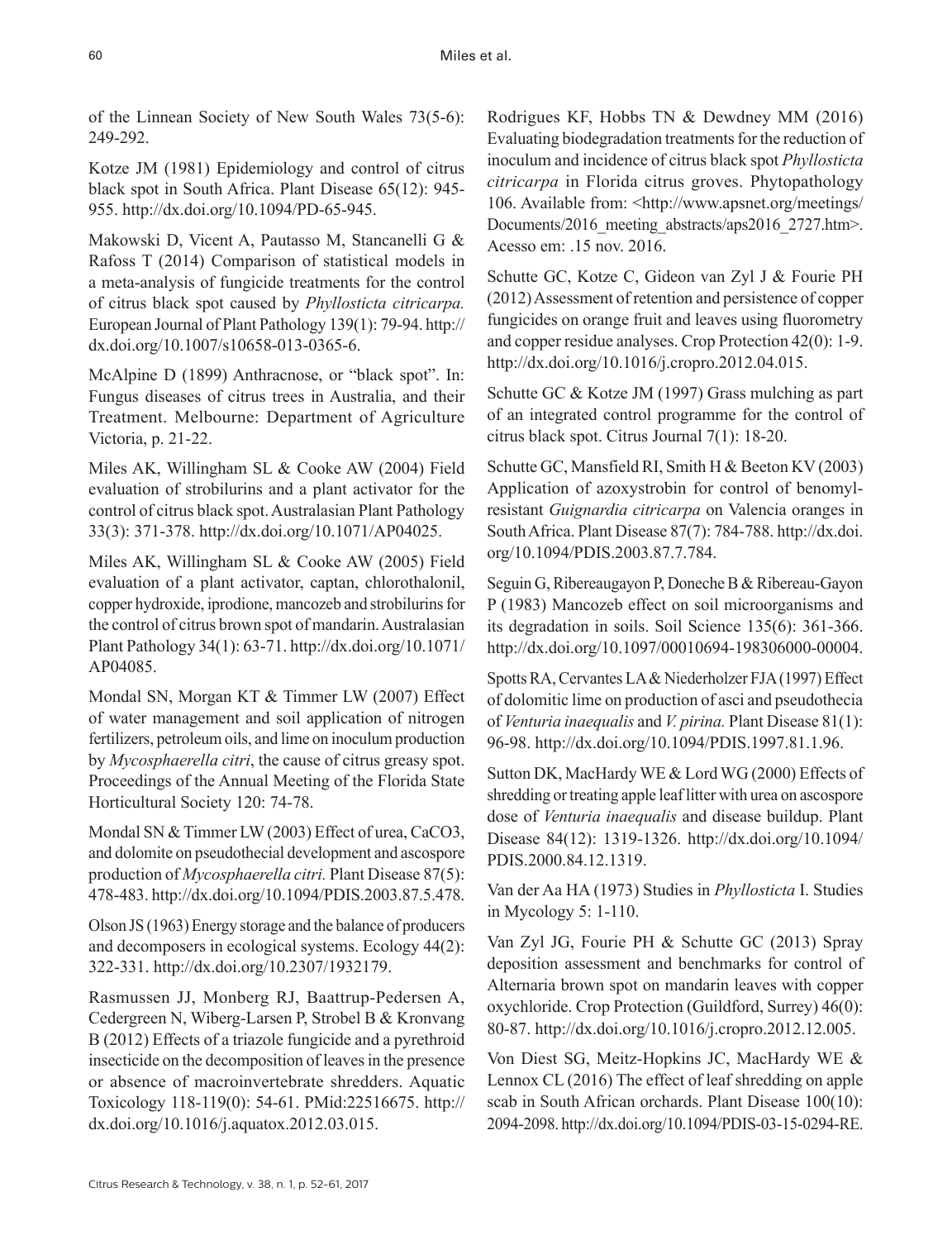of the Linnean Society of New South Wales 73(5-6): 249-292.

Kotze JM (1981) Epidemiology and control of citrus black spot in South Africa. Plant Disease 65(12): 945-955. http://dx.doi.org/10.1094/PD-65-945.

Makowski D, Vicent A, Pautasso M, Stancanelli G & Rafoss T (2014) Comparison of statistical models in a meta-analysis of fungicide treatments for the control of citrus black spot caused by *Phyllosticta citricarpa.* European Journal of Plant Pathology 139(1): 79-94. http://dx.doi.org/10.1007/s10658-013-0365-6.

McAlpine D (1899) Anthracnose, or "black spot". In: Fungus diseases of citrus trees in Australia, and their Treatment. Melbourne: Department of Agriculture Victoria, p. 21-22.

Miles AK, Willingham SL & Cooke AW (2004) Field evaluation of strobilurins and a plant activator for the control of citrus black spot. Australasian Plant Pathology 33(3): 371-378. http://dx.doi.org/10.1071/AP04025.

Miles AK, Willingham SL & Cooke AW (2005) Field evaluation of a plant activator, captan, chlorothalonil, copper hydroxide, iprodione, mancozeb and strobilurins for the control of citrus brown spot of mandarin. Australasian Plant Pathology 34(1): 63-71. http://dx.doi.org/10.1071/AP04085.

Mondal SN, Morgan KT & Timmer LW (2007) Effect of water management and soil application of nitrogen fertilizers, petroleum oils, and lime on inoculum production by *Mycosphaerella citri*, the cause of citrus greasy spot. Proceedings of the Annual Meeting of the Florida State Horticultural Society 120: 74-78.

Mondal SN & Timmer LW (2003) Effect of urea, CaCO3, and dolomite on pseudothecial development and ascospore production of *Mycosphaerella citri.* Plant Disease 87(5): 478-483. http://dx.doi.org/10.1094/PDIS.2003.87.5.478.

Olson JS (1963) Energy storage and the balance of producers and decomposers in ecological systems. Ecology 44(2): 322-331. http://dx.doi.org/10.2307/1932179.

Rasmussen JJ, Monberg RJ, Baattrup-Pedersen A, Cedergreen N, Wiberg-Larsen P, Strobel B & Kronvang B (2012) Effects of a triazole fungicide and a pyrethroid insecticide on the decomposition of leaves in the presence or absence of macroinvertebrate shredders. Aquatic Toxicology 118-119(0): 54-61. PMid:22516675. http://dx.doi.org/10.1016/j.aquatox.2012.03.015.

Rodrigues KF, Hobbs TN & Dewdney MM (2016) Evaluating biodegradation treatments for the reduction of inoculum and incidence of citrus black spot *Phyllosticta citricarpa* in Florida citrus groves. Phytopathology 106. Available from: <http://www.apsnet.org/meetings/Documents/2016_meeting_abstracts/aps2016_2727.htm>. Acesso em: .15 nov. 2016.

Schutte GC, Kotze C, Gideon van Zyl J & Fourie PH (2012) Assessment of retention and persistence of copper fungicides on orange fruit and leaves using fluorometry and copper residue analyses. Crop Protection 42(0): 1-9. http://dx.doi.org/10.1016/j.cropro.2012.04.015.

Schutte GC & Kotze JM (1997) Grass mulching as part of an integrated control programme for the control of citrus black spot. Citrus Journal 7(1): 18-20.

Schutte GC, Mansfield RI, Smith H & Beeton KV (2003) Application of azoxystrobin for control of benomyl-resistant *Guignardia citricarpa* on Valencia oranges in South Africa. Plant Disease 87(7): 784-788. http://dx.doi.org/10.1094/PDIS.2003.87.7.784.

Seguin G, Ribereaugayon P, Doneche B & Ribereau-Gayon P (1983) Mancozeb effect on soil microorganisms and its degradation in soils. Soil Science 135(6): 361-366. http://dx.doi.org/10.1097/00010694-198306000-00004.

Spotts RA, Cervantes LA & Niederholzer FJA (1997) Effect of dolomitic lime on production of asci and pseudothecia of *Venturia inaequalis* and *V. pirina.* Plant Disease 81(1): 96-98. http://dx.doi.org/10.1094/PDIS.1997.81.1.96.

Sutton DK, MacHardy WE & Lord WG (2000) Effects of shredding or treating apple leaf litter with urea on ascospore dose of *Venturia inaequalis* and disease buildup. Plant Disease 84(12): 1319-1326. http://dx.doi.org/10.1094/PDIS.2000.84.12.1319.

Van der Aa HA (1973) Studies in *Phyllosticta* I. Studies in Mycology 5: 1-110.

Van Zyl JG, Fourie PH & Schutte GC (2013) Spray deposition assessment and benchmarks for control of Alternaria brown spot on mandarin leaves with copper oxychloride. Crop Protection (Guildford, Surrey) 46(0): 80-87. http://dx.doi.org/10.1016/j.cropro.2012.12.005.

Von Diest SG, Meitz-Hopkins JC, MacHardy WE & Lennox CL (2016) The effect of leaf shredding on apple scab in South African orchards. Plant Disease 100(10): 2094-2098. http://dx.doi.org/10.1094/PDIS-03-15-0294-RE.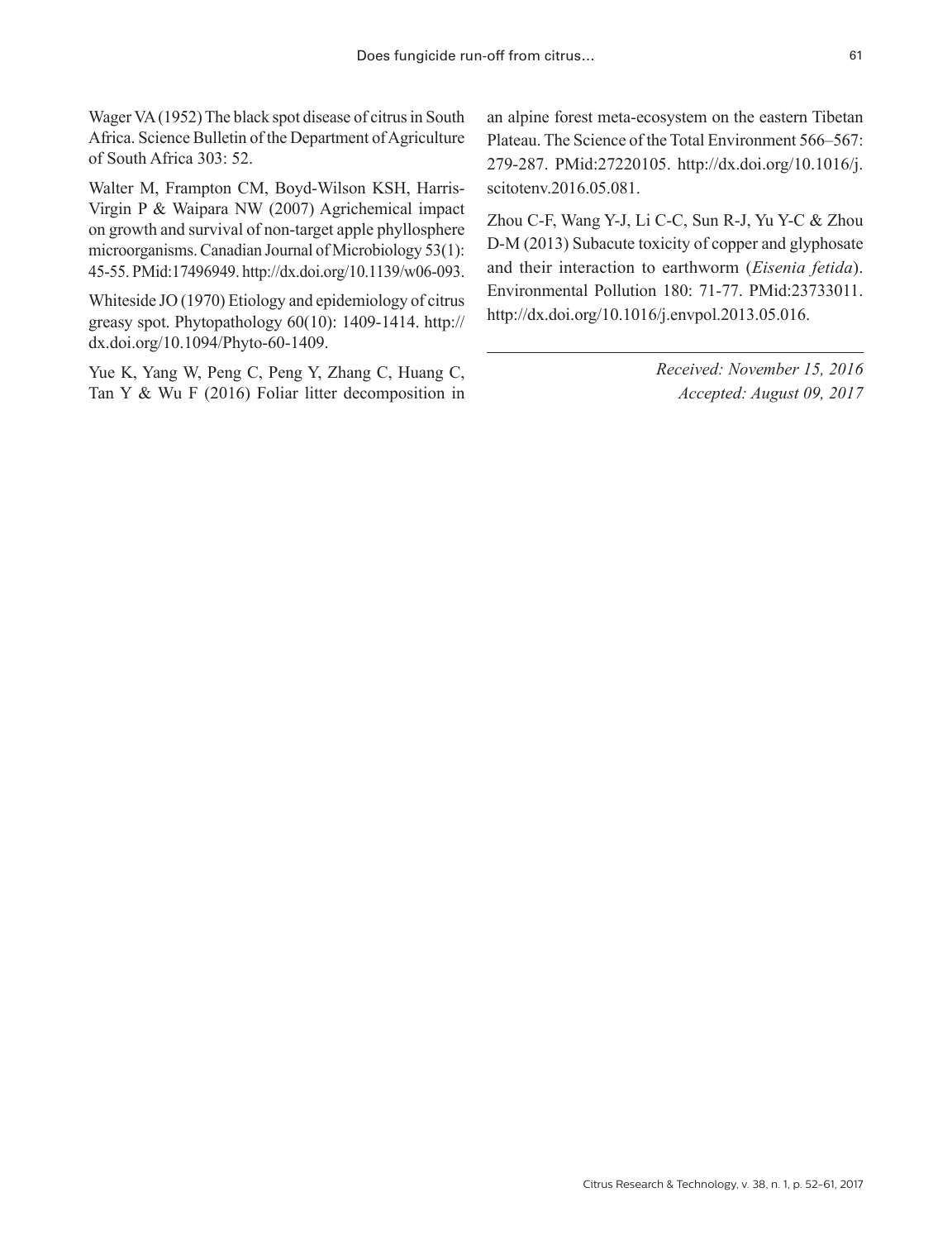Wager VA (1952) The black spot disease of citrus in South Africa. Science Bulletin of the Department of Agriculture of South Africa 303: 52.

Walter M, Frampton CM, Boyd-Wilson KSH, Harris-Virgin P & Waipara NW (2007) Agrichemical impact on growth and survival of non-target apple phyllosphere microorganisms. Canadian Journal of Microbiology 53(1): 45-55. PMid:17496949. http://dx.doi.org/10.1139/w06-093.

Whiteside JO (1970) Etiology and epidemiology of citrus greasy spot. Phytopathology 60(10): 1409-1414. http://dx.doi.org/10.1094/Phyto-60-1409.

Yue K, Yang W, Peng C, Peng Y, Zhang C, Huang C, Tan Y & Wu F (2016) Foliar litter decomposition in an alpine forest meta-ecosystem on the eastern Tibetan Plateau. The Science of the Total Environment 566–567: 279-287. PMid:27220105. http://dx.doi.org/10.1016/j.scitotenv.2016.05.081.

Zhou C-F, Wang Y-J, Li C-C, Sun R-J, Yu Y-C & Zhou D-M (2013) Subacute toxicity of copper and glyphosate and their interaction to earthworm (*Eisenia fetida*). Environmental Pollution 180: 71-77. PMid:23733011. http://dx.doi.org/10.1016/j.envpol.2013.05.016.

---

*Received: November 15, 2016*
*Accepted: August 09, 2017*